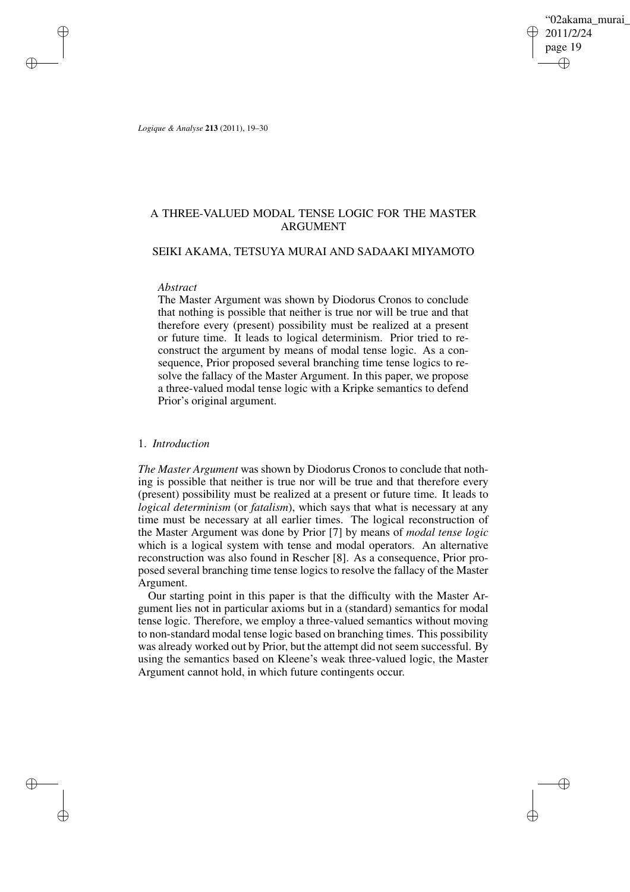# A THREE-VALUED MODAL TENSE LOGIC FOR THE MASTER ARGUMENT

## SEIKI AKAMA, TETSUYA MURAI AND SADAAKI MIYAMOTO

*Abstract*

The Master Argument was shown by Diodorus Cronos to conclude that nothing is possible that neither is true nor will be true and that therefore every (present) possibility must be realized at a present or future time. It leads to logical determinism. Prior tried to reconstruct the argument by means of modal tense logic. As a consequence, Prior proposed several branching time tense logics to resolve the fallacy of the Master Argument. In this paper, we propose a three-valued modal tense logic with a Kripke semantics to defend Prior's original argument.

## 1. *Introduction*

*The Master Argument* was shown by Diodorus Cronos to conclude that nothing is possible that neither is true nor will be true and that therefore every (present) possibility must be realized at a present or future time. It leads to *logical determinism* (or *fatalism*), which says that what is necessary at any time must be necessary at all earlier times. The logical reconstruction of the Master Argument was done by Prior [7] by means of *modal tense logic* which is a logical system with tense and modal operators. An alternative reconstruction was also found in Rescher [8]. As a consequence, Prior proposed several branching time tense logics to resolve the fallacy of the Master Argument.

Our starting point in this paper is that the difficulty with the Master Argument lies not in particular axioms but in a (standard) semantics for modal tense logic. Therefore, we employ a three-valued semantics without moving to non-standard modal tense logic based on branching times. This possibility was already worked out by Prior, but the attempt did not seem successful. By using the semantics based on Kleene's weak three-valued logic, the Master Argument cannot hold, in which future contingents occur.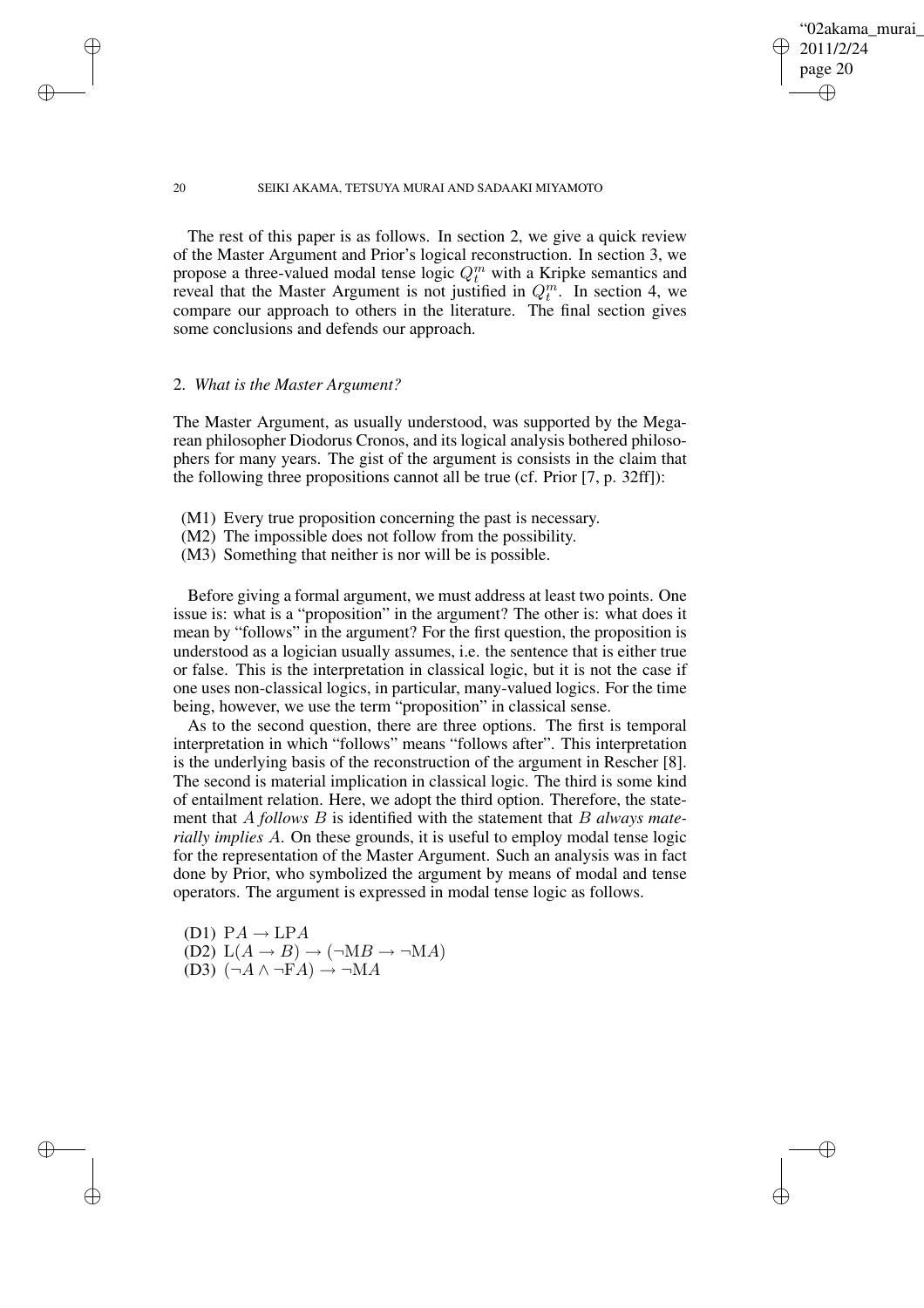The rest of this paper is as follows. In section 2, we give a quick review of the Master Argument and Prior's logical reconstruction. In section 3, we propose a three-valued modal tense logic $Q_t^m$ with a Kripke semantics and reveal that the Master Argument is not justified in $Q_t^m$. In section 4, we compare our approach to others in the literature. The final section gives some conclusions and defends our approach.

## 2. *What is the Master Argument?*

The Master Argument, as usually understood, was supported by the Megarean philosopher Diodorus Cronos, and its logical analysis bothered philosophers for many years. The gist of the argument is consists in the claim that the following three propositions cannot all be true (cf. Prior [7, p. 32ff]):

- (M1) Every true proposition concerning the past is necessary.
- (M2) The impossible does not follow from the possibility.
- (M3) Something that neither is nor will be is possible.

Before giving a formal argument, we must address at least two points. One issue is: what is a "proposition" in the argument? The other is: what does it mean by "follows" in the argument? For the first question, the proposition is understood as a logician usually assumes, i.e. the sentence that is either true or false. This is the interpretation in classical logic, but it is not the case if one uses non-classical logics, in particular, many-valued logics. For the time being, however, we use the term "proposition" in classical sense.

As to the second question, there are three options. The first is temporal interpretation in which "follows" means "follows after". This interpretation is the underlying basis of the reconstruction of the argument in Rescher [8]. The second is material implication in classical logic. The third is some kind of entailment relation. Here, we adopt the third option. Therefore, the statement that $A$ *follows* $B$ is identified with the statement that $B$ *always materially implies* $A$. On these grounds, it is useful to employ modal tense logic for the representation of the Master Argument. Such an analysis was in fact done by Prior, who symbolized the argument by means of modal and tense operators. The argument is expressed in modal tense logic as follows.

- (D1) $\mathrm{P}A \rightarrow \mathrm{LP}A$
- (D2) $\mathrm{L}(A \rightarrow B) \rightarrow (\neg \mathrm{M}B \rightarrow \neg \mathrm{M}A)$
- (D3) $(\neg A \wedge \neg \mathrm{F}A) \rightarrow \neg \mathrm{M}A$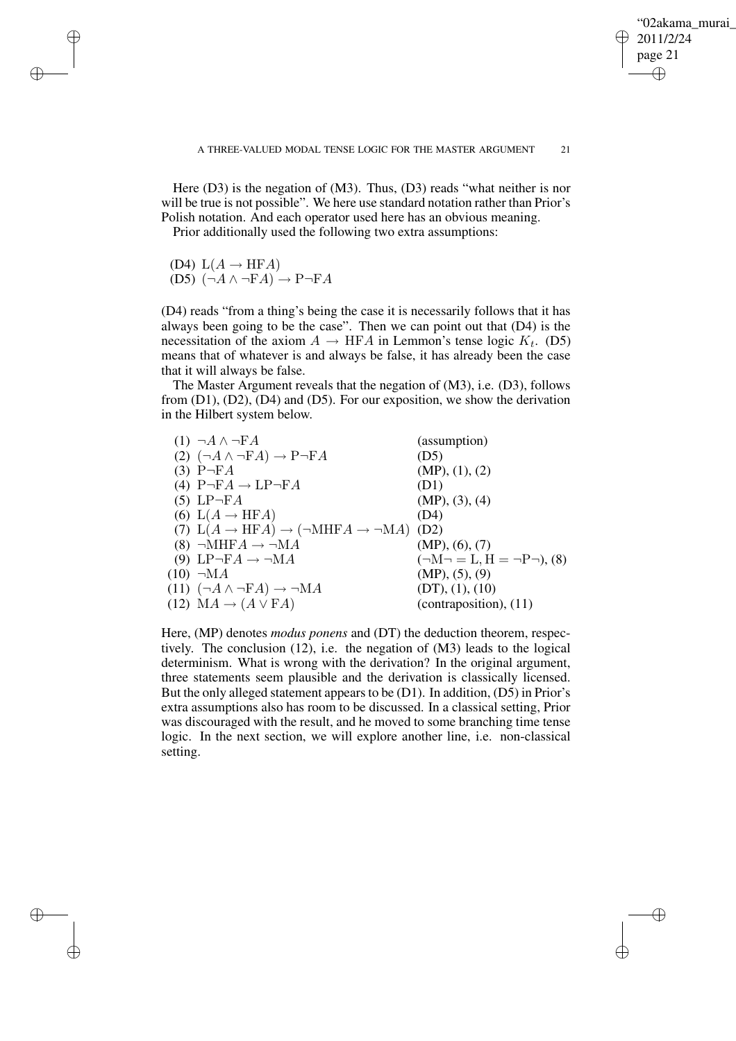Here (D3) is the negation of (M3). Thus, (D3) reads "what neither is nor will be true is not possible". We here use standard notation rather than Prior's Polish notation. And each operator used here has an obvious meaning.

Prior additionally used the following two extra assumptions:

(D4) $\mathrm{L}(A \rightarrow \mathrm{HF}A)$
(D5) $(\neg A \wedge \neg \mathrm{F}A) \rightarrow \mathrm{P}\neg \mathrm{F}A$

(D4) reads "from a thing's being the case it is necessarily follows that it has always been going to be the case". Then we can point out that (D4) is the necessitation of the axiom $A \rightarrow \mathrm{HF}A$ in Lemmon's tense logic $K_t$. (D5) means that of whatever is and always be false, it has already been the case that it will always be false.

The Master Argument reveals that the negation of (M3), i.e. (D3), follows from (D1), (D2), (D4) and (D5). For our exposition, we show the derivation in the Hilbert system below.

| | | |
|---|---|---|
| (1) | $\neg A \wedge \neg \mathrm{F}A$ | (assumption) |
| (2) | $(\neg A \wedge \neg \mathrm{F}A) \rightarrow \mathrm{P}\neg \mathrm{F}A$ | (D5) |
| (3) | $\mathrm{P}\neg \mathrm{F}A$ | (MP), (1), (2) |
| (4) | $\mathrm{P}\neg \mathrm{F}A \rightarrow \mathrm{LP}\neg \mathrm{F}A$ | (D1) |
| (5) | $\mathrm{LP}\neg \mathrm{F}A$ | (MP), (3), (4) |
| (6) | $\mathrm{L}(A \rightarrow \mathrm{HF}A)$ | (D4) |
| (7) | $\mathrm{L}(A \rightarrow \mathrm{HF}A) \rightarrow (\neg \mathrm{MHF}A \rightarrow \neg \mathrm{M}A)$ | (D2) |
| (8) | $\neg \mathrm{MHF}A \rightarrow \neg \mathrm{M}A$ | (MP), (6), (7) |
| (9) | $\mathrm{LP}\neg \mathrm{F}A \rightarrow \neg \mathrm{M}A$ | ($\neg \mathrm{M} \neg = \mathrm{L}, \mathrm{H} = \neg \mathrm{P} \neg$), (8) |
| (10) | $\neg \mathrm{M}A$ | (MP), (5), (9) |
| (11) | $(\neg A \wedge \neg \mathrm{F}A) \rightarrow \neg \mathrm{M}A$ | (DT), (1), (10) |
| (12) | $\mathrm{M}A \rightarrow (A \vee \mathrm{F}A)$ | (contraposition), (11) |

Here, (MP) denotes *modus ponens* and (DT) the deduction theorem, respectively. The conclusion (12), i.e. the negation of (M3) leads to the logical determinism. What is wrong with the derivation? In the original argument, three statements seem plausible and the derivation is classically licensed. But the only alleged statement appears to be (D1). In addition, (D5) in Prior's extra assumptions also has room to be discussed. In a classical setting, Prior was discouraged with the result, and he moved to some branching time tense logic. In the next section, we will explore another line, i.e. non-classical setting.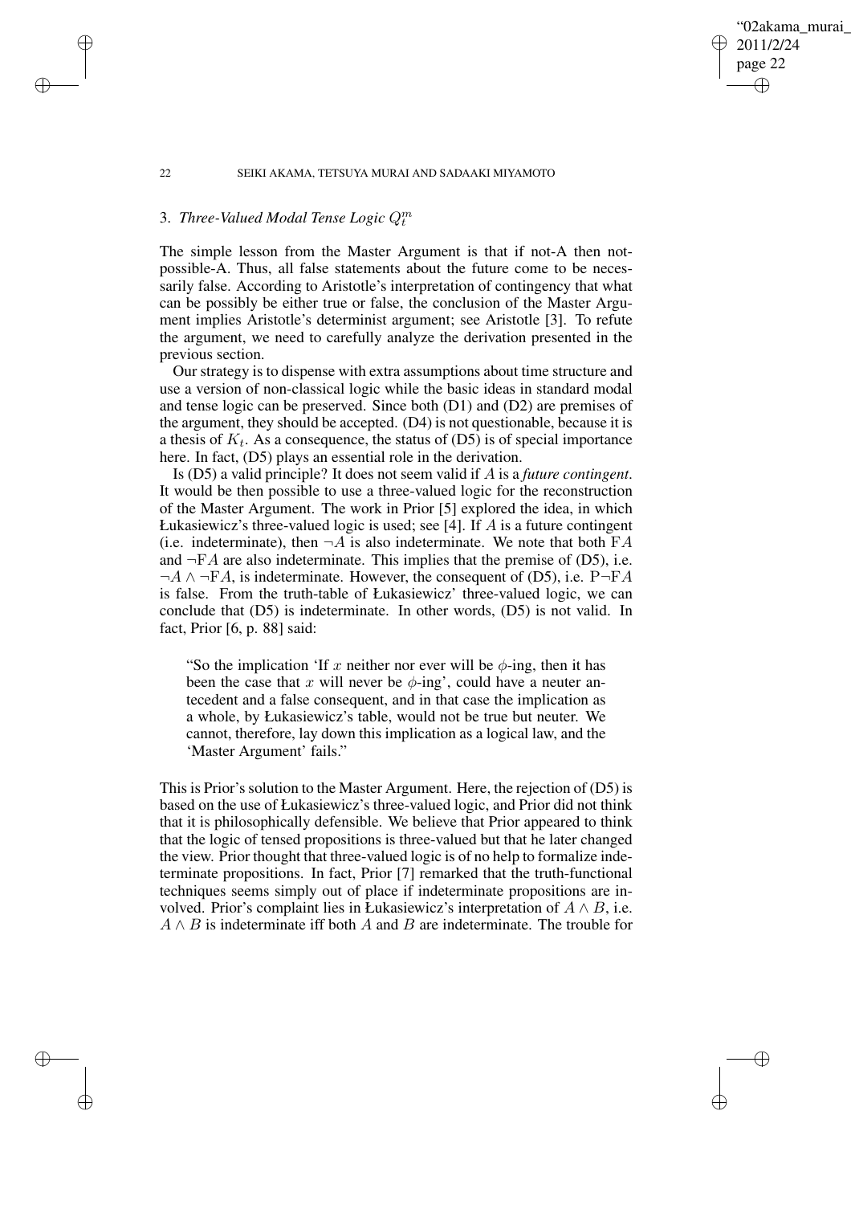## 3. *Three-Valued Modal Tense Logic $Q_t^m$*

The simple lesson from the Master Argument is that if not-A then not-possible-A. Thus, all false statements about the future come to be necessarily false. According to Aristotle's interpretation of contingency that what can be possibly be either true or false, the conclusion of the Master Argument implies Aristotle's determinist argument; see Aristotle [3]. To refute the argument, we need to carefully analyze the derivation presented in the previous section.

Our strategy is to dispense with extra assumptions about time structure and use a version of non-classical logic while the basic ideas in standard modal and tense logic can be preserved. Since both (D1) and (D2) are premises of the argument, they should be accepted. (D4) is not questionable, because it is a thesis of $K_t$. As a consequence, the status of (D5) is of special importance here. In fact, (D5) plays an essential role in the derivation.

Is (D5) a valid principle? It does not seem valid if $A$ is a *future contingent*. It would be then possible to use a three-valued logic for the reconstruction of the Master Argument. The work in Prior [5] explored the idea, in which Łukasiewicz's three-valued logic is used; see [4]. If $A$ is a future contingent (i.e. indeterminate), then $\neg A$ is also indeterminate. We note that both $\mathrm{F}A$ and $\neg\mathrm{F}A$ are also indeterminate. This implies that the premise of (D5), i.e. $\neg A \wedge \neg\mathrm{F}A$, is indeterminate. However, the consequent of (D5), i.e. $\mathrm{P}\neg\mathrm{F}A$ is false. From the truth-table of Łukasiewicz' three-valued logic, we can conclude that (D5) is indeterminate. In other words, (D5) is not valid. In fact, Prior [6, p. 88] said:

> "So the implication 'If $x$ neither nor ever will be $\phi$-ing, then it has been the case that $x$ will never be $\phi$-ing', could have a neuter antecedent and a false consequent, and in that case the implication as a whole, by Łukasiewicz's table, would not be true but neuter. We cannot, therefore, lay down this implication as a logical law, and the 'Master Argument' fails."

This is Prior's solution to the Master Argument. Here, the rejection of (D5) is based on the use of Łukasiewicz's three-valued logic, and Prior did not think that it is philosophically defensible. We believe that Prior appeared to think that the logic of tensed propositions is three-valued but that he later changed the view. Prior thought that three-valued logic is of no help to formalize indeterminate propositions. In fact, Prior [7] remarked that the truth-functional techniques seems simply out of place if indeterminate propositions are involved. Prior's complaint lies in Łukasiewicz's interpretation of $A \wedge B$, i.e. $A \wedge B$ is indeterminate iff both $A$ and $B$ are indeterminate. The trouble for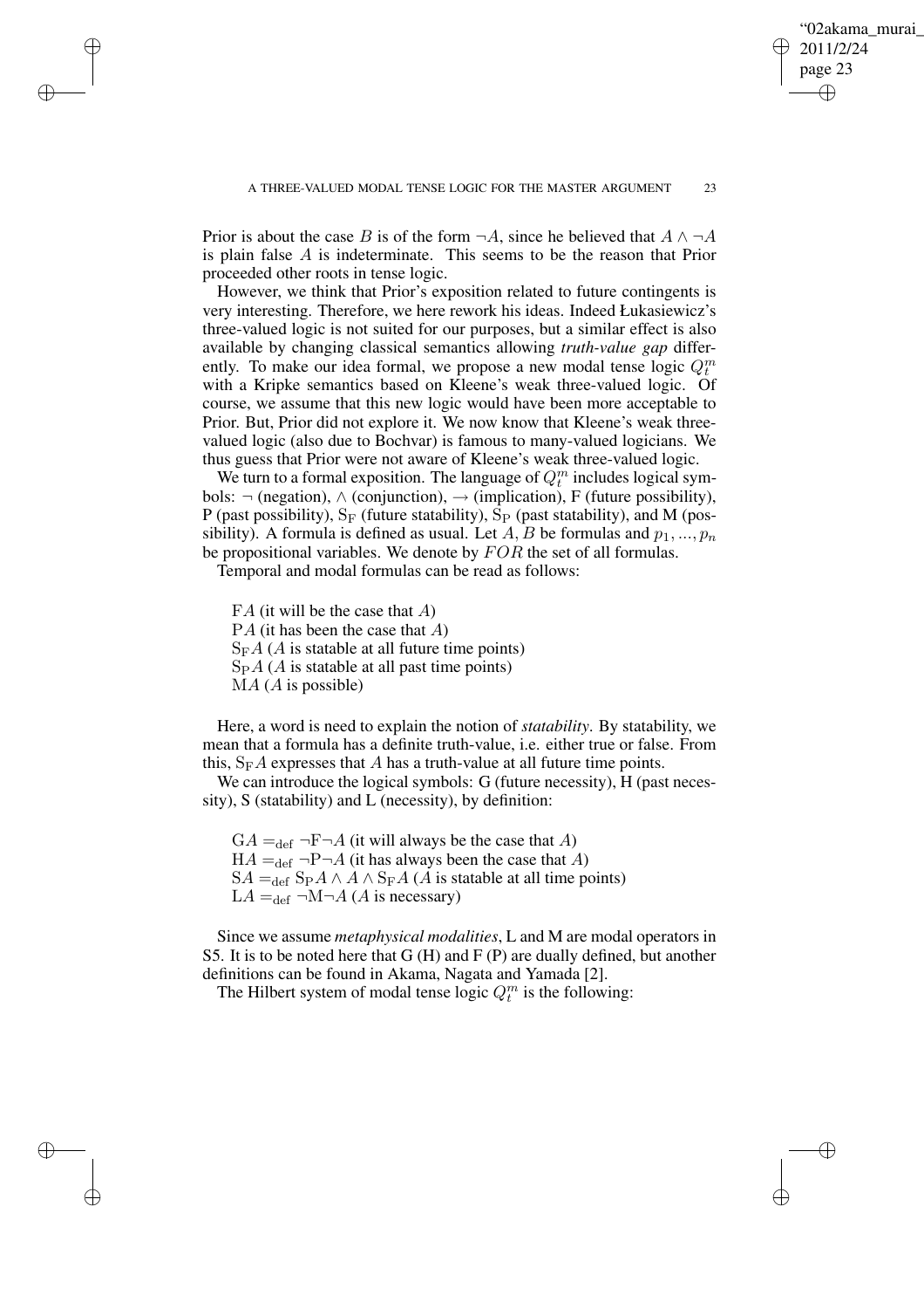Prior is about the case $B$ is of the form $\neg A$, since he believed that $A \wedge \neg A$ is plain false $A$ is indeterminate. This seems to be the reason that Prior proceeded other roots in tense logic.

However, we think that Prior's exposition related to future contingents is very interesting. Therefore, we here rework his ideas. Indeed Łukasiewicz's three-valued logic is not suited for our purposes, but a similar effect is also available by changing classical semantics allowing *truth-value gap* differently. To make our idea formal, we propose a new modal tense logic $Q_t^m$ with a Kripke semantics based on Kleene's weak three-valued logic. Of course, we assume that this new logic would have been more acceptable to Prior. But, Prior did not explore it. We now know that Kleene's weak three-valued logic (also due to Bochvar) is famous to many-valued logicians. We thus guess that Prior were not aware of Kleene's weak three-valued logic.

We turn to a formal exposition. The language of $Q_t^m$ includes logical symbols: $\neg$ (negation), $\wedge$ (conjunction), $\rightarrow$ (implication), F (future possibility), P (past possibility), $\mathrm{S_F}$ (future statability), $\mathrm{S_P}$ (past statability), and M (possibility). A formula is defined as usual. Let $A, B$ be formulas and $p_1, ..., p_n$ be propositional variables. We denote by $FOR$ the set of all formulas.

Temporal and modal formulas can be read as follows:

$\mathrm{F}A$ (it will be the case that $A$)
$\mathrm{P}A$ (it has been the case that $A$)
$\mathrm{S_F}A$ ($A$ is statable at all future time points)
$\mathrm{S_P}A$ ($A$ is statable at all past time points)
$\mathrm{M}A$ ($A$ is possible)

Here, a word is need to explain the notion of *statability*. By statability, we mean that a formula has a definite truth-value, i.e. either true or false. From this, $\mathrm{S_F}A$ expresses that $A$ has a truth-value at all future time points.

We can introduce the logical symbols: G (future necessity), H (past necessity), S (statability) and L (necessity), by definition:

$\mathrm{G}A =_{\mathrm{def}} \neg\mathrm{F}\neg A$ (it will always be the case that $A$)
$\mathrm{H}A =_{\mathrm{def}} \neg\mathrm{P}\neg A$ (it has always been the case that $A$)
$\mathrm{S}A =_{\mathrm{def}} \mathrm{S_P}A \wedge A \wedge \mathrm{S_F}A$ ($A$ is statable at all time points)
$\mathrm{L}A =_{\mathrm{def}} \neg\mathrm{M}\neg A$ ($A$ is necessary)

Since we assume *metaphysical modalities*, L and M are modal operators in S5. It is to be noted here that G (H) and F (P) are dually defined, but another definitions can be found in Akama, Nagata and Yamada [2].

The Hilbert system of modal tense logic $Q_t^m$ is the following: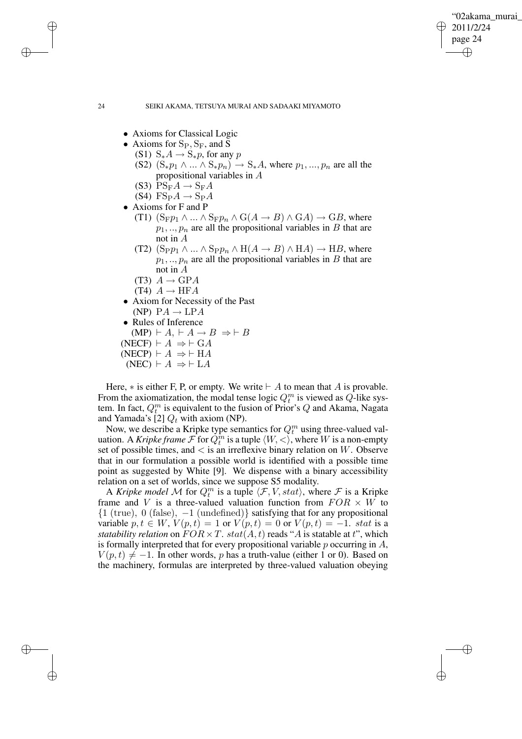- Axioms for Classical Logic
- Axioms for $\mathrm{S_P}, \mathrm{S_F}$, and S
  - (S1) $\mathrm{S}_* A \rightarrow \mathrm{S}_* p$, for any $p$
  - (S2) $(\mathrm{S}_* p_1 \wedge ... \wedge \mathrm{S}_* p_n) \rightarrow \mathrm{S}_* A$, where $p_1, ..., p_n$ are all the propositional variables in $A$
  - (S3) $\mathrm{PS_F} A \rightarrow \mathrm{S_F} A$
  - (S4) $\mathrm{FS_P} A \rightarrow \mathrm{S_P} A$
- Axioms for F and P
  - (T1) $(\mathrm{S_F} p_1 \wedge ... \wedge \mathrm{S_F} p_n \wedge \mathrm{G}(A \rightarrow B) \wedge \mathrm{G}A) \rightarrow \mathrm{G}B$, where $p_1, .., p_n$ are all the propositional variables in $B$ that are not in $A$
  - (T2) $(\mathrm{S_P} p_1 \wedge ... \wedge \mathrm{S_P} p_n \wedge \mathrm{H}(A \rightarrow B) \wedge \mathrm{H}A) \rightarrow \mathrm{H}B$, where $p_1, .., p_n$ are all the propositional variables in $B$ that are not in $A$
  - (T3) $A \rightarrow \mathrm{GP}A$
  - (T4) $A \rightarrow \mathrm{HF}A$
- Axiom for Necessity of the Past
  - (NP) $\mathrm{P}A \rightarrow \mathrm{LP}A$
- Rules of Inference
  - (MP) $\vdash A, \vdash A \rightarrow B \Rightarrow \vdash B$
  - (NECF) $\vdash A \Rightarrow \vdash \mathrm{G}A$
  - (NECP) $\vdash A \Rightarrow \vdash \mathrm{H}A$
  - (NEC) $\vdash A \Rightarrow \vdash \mathrm{L}A$

Here, $*$ is either F, P, or empty. We write $\vdash A$ to mean that $A$ is provable. From the axiomatization, the modal tense logic $Q_t^m$ is viewed as $Q$-like system. In fact, $Q_t^m$ is equivalent to the fusion of Prior's $Q$ and Akama, Nagata and Yamada's [2] $Q_t$ with axiom (NP).

Now, we describe a Kripke type semantics for $Q_t^m$ using three-valued valuation. A *Kripke frame* $\mathcal{F}$ for $Q_t^m$ is a tuple $\langle W, < \rangle$, where $W$ is a non-empty set of possible times, and $<$ is an irreflexive binary relation on $W$. Observe that in our formulation a possible world is identified with a possible time point as suggested by White [9]. We dispense with a binary accessibility relation on a set of worlds, since we suppose S5 modality.

A *Kripke model* $\mathcal{M}$ for $Q_t^m$ is a tuple $\langle \mathcal{F}, V, stat \rangle$, where $\mathcal{F}$ is a Kripke frame and $V$ is a three-valued valuation function from $FOR \times W$ to $\{1\ (\mathrm{true}),\ 0\ (\mathrm{false}),\ -1\ (\mathrm{undefined})\}$ satisfying that for any propositional variable $p, t \in W$, $V(p, t) = 1$ or $V(p, t) = 0$ or $V(p, t) = -1$. $stat$ is a *statability relation* on $FOR \times T$. $stat(A, t)$ reads "$A$ is statable at $t$", which is formally interpreted that for every propositional variable $p$ occurring in $A$, $V(p, t) \neq -1$. In other words, $p$ has a truth-value (either 1 or 0). Based on the machinery, formulas are interpreted by three-valued valuation obeying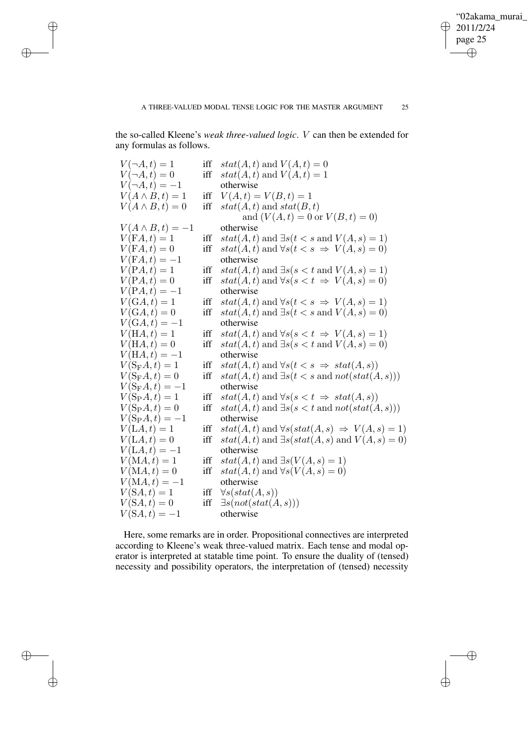the so-called Kleene's *weak three-valued logic*. $V$ can then be extended for any formulas as follows.

$$
\begin{array}{lll}
V(\neg A, t) = 1 & \text{iff} & stat(A,t) \text{ and } V(A,t) = 0 \\
V(\neg A, t) = 0 & \text{iff} & stat(A,t) \text{ and } V(A,t) = 1 \\
V(\neg A, t) = -1 & & \text{otherwise} \\
V(A \wedge B, t) = 1 & \text{iff} & V(A,t) = V(B,t) = 1 \\
V(A \wedge B, t) = 0 & \text{iff} & stat(A,t) \text{ and } stat(B,t) \\
 & & \quad \text{and } (V(A,t) = 0 \text{ or } V(B,t) = 0) \\
V(A \wedge B, t) = -1 & & \text{otherwise} \\
V(\mathrm{F}A, t) = 1 & \text{iff} & stat(A,t) \text{ and } \exists s(t < s \text{ and } V(A,s) = 1) \\
V(\mathrm{F}A, t) = 0 & \text{iff} & stat(A,t) \text{ and } \forall s(t < s \Rightarrow V(A,s) = 0) \\
V(\mathrm{F}A, t) = -1 & & \text{otherwise} \\
V(\mathrm{P}A, t) = 1 & \text{iff} & stat(A,t) \text{ and } \exists s(s < t \text{ and } V(A,s) = 1) \\
V(\mathrm{P}A, t) = 0 & \text{iff} & stat(A,t) \text{ and } \forall s(s < t \Rightarrow V(A,s) = 0) \\
V(\mathrm{P}A, t) = -1 & & \text{otherwise} \\
V(\mathrm{G}A, t) = 1 & \text{iff} & stat(A,t) \text{ and } \forall s(t < s \Rightarrow V(A,s) = 1) \\
V(\mathrm{G}A, t) = 0 & \text{iff} & stat(A,t) \text{ and } \exists s(t < s \text{ and } V(A,s) = 0) \\
V(\mathrm{G}A, t) = -1 & & \text{otherwise} \\
V(\mathrm{H}A, t) = 1 & \text{iff} & stat(A,t) \text{ and } \forall s(s < t \Rightarrow V(A,s) = 1) \\
V(\mathrm{H}A, t) = 0 & \text{iff} & stat(A,t) \text{ and } \exists s(s < t \text{ and } V(A,s) = 0) \\
V(\mathrm{H}A, t) = -1 & & \text{otherwise} \\
V(\mathrm{S_F}A, t) = 1 & \text{iff} & stat(A,t) \text{ and } \forall s(t < s \Rightarrow stat(A,s)) \\
V(\mathrm{S_F}A, t) = 0 & \text{iff} & stat(A,t) \text{ and } \exists s(t < s \text{ and } not(stat(A,s))) \\
V(\mathrm{S_F}A, t) = -1 & & \text{otherwise} \\
V(\mathrm{S_P}A, t) = 1 & \text{iff} & stat(A,t) \text{ and } \forall s(s < t \Rightarrow stat(A,s)) \\
V(\mathrm{S_P}A, t) = 0 & \text{iff} & stat(A,t) \text{ and } \exists s(s < t \text{ and } not(stat(A,s))) \\
V(\mathrm{S_P}A, t) = -1 & & \text{otherwise} \\
V(\mathrm{L}A, t) = 1 & \text{iff} & stat(A,t) \text{ and } \forall s(stat(A,s) \Rightarrow V(A,s) = 1) \\
V(\mathrm{L}A, t) = 0 & \text{iff} & stat(A,t) \text{ and } \exists s(stat(A,s) \text{ and } V(A,s) = 0) \\
V(\mathrm{L}A, t) = -1 & & \text{otherwise} \\
V(\mathrm{M}A, t) = 1 & \text{iff} & stat(A,t) \text{ and } \exists s(V(A,s) = 1) \\
V(\mathrm{M}A, t) = 0 & \text{iff} & stat(A,t) \text{ and } \forall s(V(A,s) = 0) \\
V(\mathrm{M}A, t) = -1 & & \text{otherwise} \\
V(\mathrm{S}A, t) = 1 & \text{iff} & \forall s(stat(A,s)) \\
V(\mathrm{S}A, t) = 0 & \text{iff} & \exists s(not(stat(A,s))) \\
V(\mathrm{S}A, t) = -1 & & \text{otherwise}
\end{array}
$$

Here, some remarks are in order. Propositional connectives are interpreted according to Kleene's weak three-valued matrix. Each tense and modal operator is interpreted at statable time point. To ensure the duality of (tensed) necessity and possibility operators, the interpretation of (tensed) necessity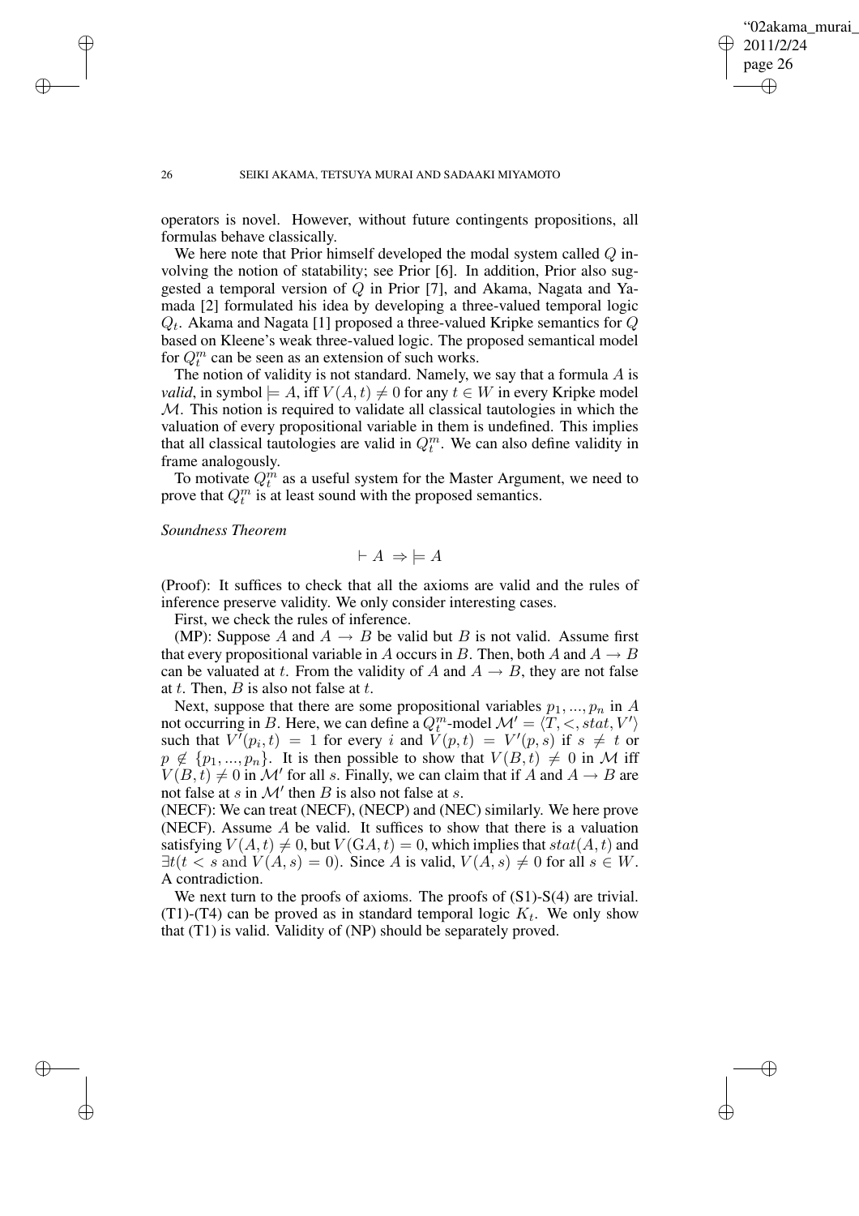operators is novel. However, without future contingents propositions, all formulas behave classically.

We here note that Prior himself developed the modal system called $Q$ involving the notion of statability; see Prior [6]. In addition, Prior also suggested a temporal version of $Q$ in Prior [7], and Akama, Nagata and Yamada [2] formulated his idea by developing a three-valued temporal logic $Q_t$. Akama and Nagata [1] proposed a three-valued Kripke semantics for $Q$ based on Kleene's weak three-valued logic. The proposed semantical model for $Q_t^m$ can be seen as an extension of such works.

The notion of validity is not standard. Namely, we say that a formula $A$ is *valid*, in symbol $\models A$, iff $V(A,t) \neq 0$ for any $t \in W$ in every Kripke model $\mathcal{M}$. This notion is required to validate all classical tautologies in which the valuation of every propositional variable in them is undefined. This implies that all classical tautologies are valid in $Q_t^m$. We can also define validity in frame analogously.

To motivate $Q_t^m$ as a useful system for the Master Argument, we need to prove that $Q_t^m$ is at least sound with the proposed semantics.

*Soundness Theorem*

$$\vdash A \Rightarrow \models A$$

(Proof): It suffices to check that all the axioms are valid and the rules of inference preserve validity. We only consider interesting cases.

First, we check the rules of inference.

(MP): Suppose $A$ and $A \rightarrow B$ be valid but $B$ is not valid. Assume first that every propositional variable in $A$ occurs in $B$. Then, both $A$ and $A \rightarrow B$ can be valuated at $t$. From the validity of $A$ and $A \rightarrow B$, they are not false at $t$. Then, $B$ is also not false at $t$.

Next, suppose that there are some propositional variables $p_1, ..., p_n$ in $A$ not occurring in $B$. Here, we can define a $Q_t^m$-model $\mathcal{M}' = \langle T, <, stat, V' \rangle$ such that $V'(p_i,t) = 1$ for every $i$ and $V(p,t) = V'(p,s)$ if $s \neq t$ or $p \notin \{p_1, ..., p_n\}$. It is then possible to show that $V(B,t) \neq 0$ in $\mathcal{M}$ iff $V(B,t) \neq 0$ in $\mathcal{M}'$ for all $s$. Finally, we can claim that if $A$ and $A \rightarrow B$ are not false at $s$ in $\mathcal{M}'$ then $B$ is also not false at $s$.

(NECF): We can treat (NECF), (NECP) and (NEC) similarly. We here prove (NECF). Assume $A$ be valid. It suffices to show that there is a valuation satisfying $V(A,t) \neq 0$, but $V(\mathrm{G}A,t) = 0$, which implies that $stat(A,t)$ and $\exists t(t < s \text{ and } V(A,s) = 0)$. Since $A$ is valid, $V(A,s) \neq 0$ for all $s \in W$. A contradiction.

We next turn to the proofs of axioms. The proofs of (S1)-S(4) are trivial. (T1)-(T4) can be proved as in standard temporal logic $K_t$. We only show that (T1) is valid. Validity of (NP) should be separately proved.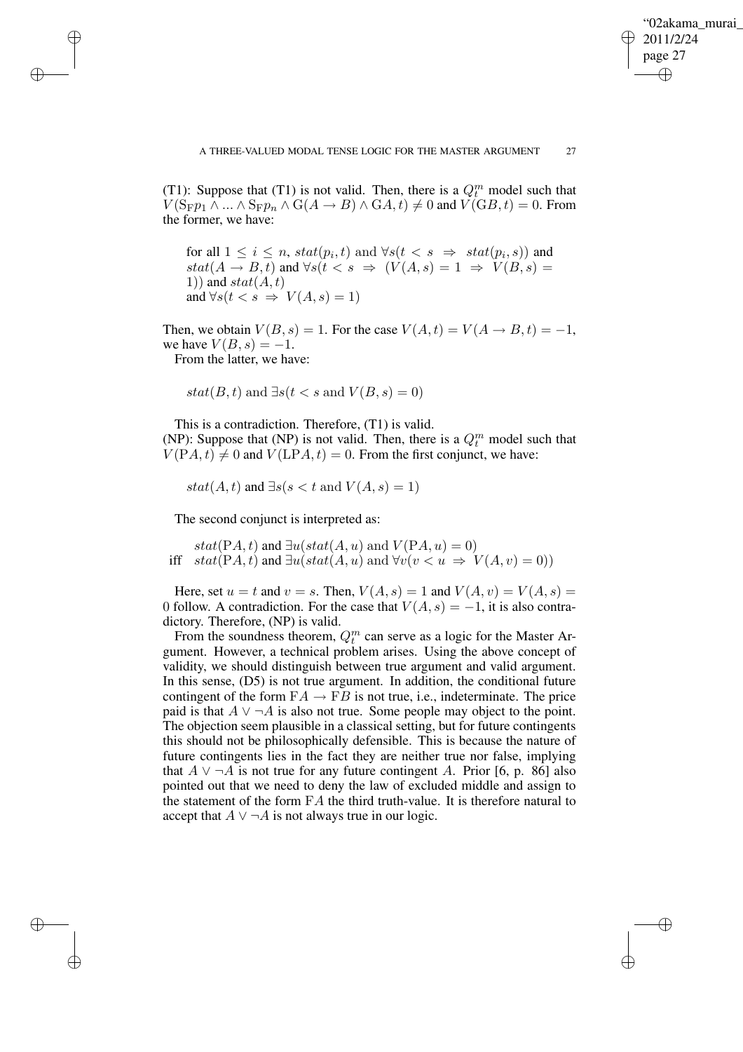(T1): Suppose that (T1) is not valid. Then, there is a $Q_t^m$ model such that $V(\mathrm{S_F}p_1 \wedge ... \wedge \mathrm{S_F}p_n \wedge \mathrm{G}(A \rightarrow B) \wedge \mathrm{G}A, t) \neq 0$ and $V(\mathrm{G}B, t) = 0$. From the former, we have:

$$\begin{array}{l} \text{for all } 1 \leq i \leq n,\ stat(p_i, t) \text{ and } \forall s(t < s \ \Rightarrow\ stat(p_i, s)) \text{ and} \\ stat(A \rightarrow B, t) \text{ and } \forall s(t < s \ \Rightarrow\ (V(A, s) = 1 \ \Rightarrow\ V(B, s) = \\ 1)) \text{ and } stat(A, t) \\ \text{and } \forall s(t < s \ \Rightarrow\ V(A, s) = 1) \end{array}$$

Then, we obtain $V(B, s) = 1$. For the case $V(A, t) = V(A \rightarrow B, t) = -1$, we have $V(B, s) = -1$.

From the latter, we have:

$$stat(B, t) \text{ and } \exists s(t < s \text{ and } V(B, s) = 0)$$

This is a contradiction. Therefore, (T1) is valid.

(NP): Suppose that (NP) is not valid. Then, there is a $Q_t^m$ model such that $V(\mathrm{P}A, t) \neq 0$ and $V(\mathrm{LP}A, t) = 0$. From the first conjunct, we have:

$$stat(A, t) \text{ and } \exists s(s < t \text{ and } V(A, s) = 1)$$

The second conjunct is interpreted as:

$$\begin{array}{ll} & stat(\mathrm{P}A, t) \text{ and } \exists u(stat(A, u) \text{ and } V(\mathrm{P}A, u) = 0) \\ \text{iff} & stat(\mathrm{P}A, t) \text{ and } \exists u(stat(A, u) \text{ and } \forall v(v < u \ \Rightarrow\ V(A, v) = 0)) \end{array}$$

Here, set $u = t$ and $v = s$. Then, $V(A, s) = 1$ and $V(A, v) = V(A, s) = 0$ follow. A contradiction. For the case that $V(A, s) = -1$, it is also contradictory. Therefore, (NP) is valid.

From the soundness theorem, $Q_t^m$ can serve as a logic for the Master Argument. However, a technical problem arises. Using the above concept of validity, we should distinguish between true argument and valid argument. In this sense, (D5) is not true argument. In addition, the conditional future contingent of the form $\mathrm{F}A \rightarrow \mathrm{F}B$ is not true, i.e., indeterminate. The price paid is that $A \vee \neg A$ is also not true. Some people may object to the point. The objection seem plausible in a classical setting, but for future contingents this should not be philosophically defensible. This is because the nature of future contingents lies in the fact they are neither true nor false, implying that $A \vee \neg A$ is not true for any future contingent $A$. Prior [6, p. 86] also pointed out that we need to deny the law of excluded middle and assign to the statement of the form $\mathrm{F}A$ the third truth-value. It is therefore natural to accept that $A \vee \neg A$ is not always true in our logic.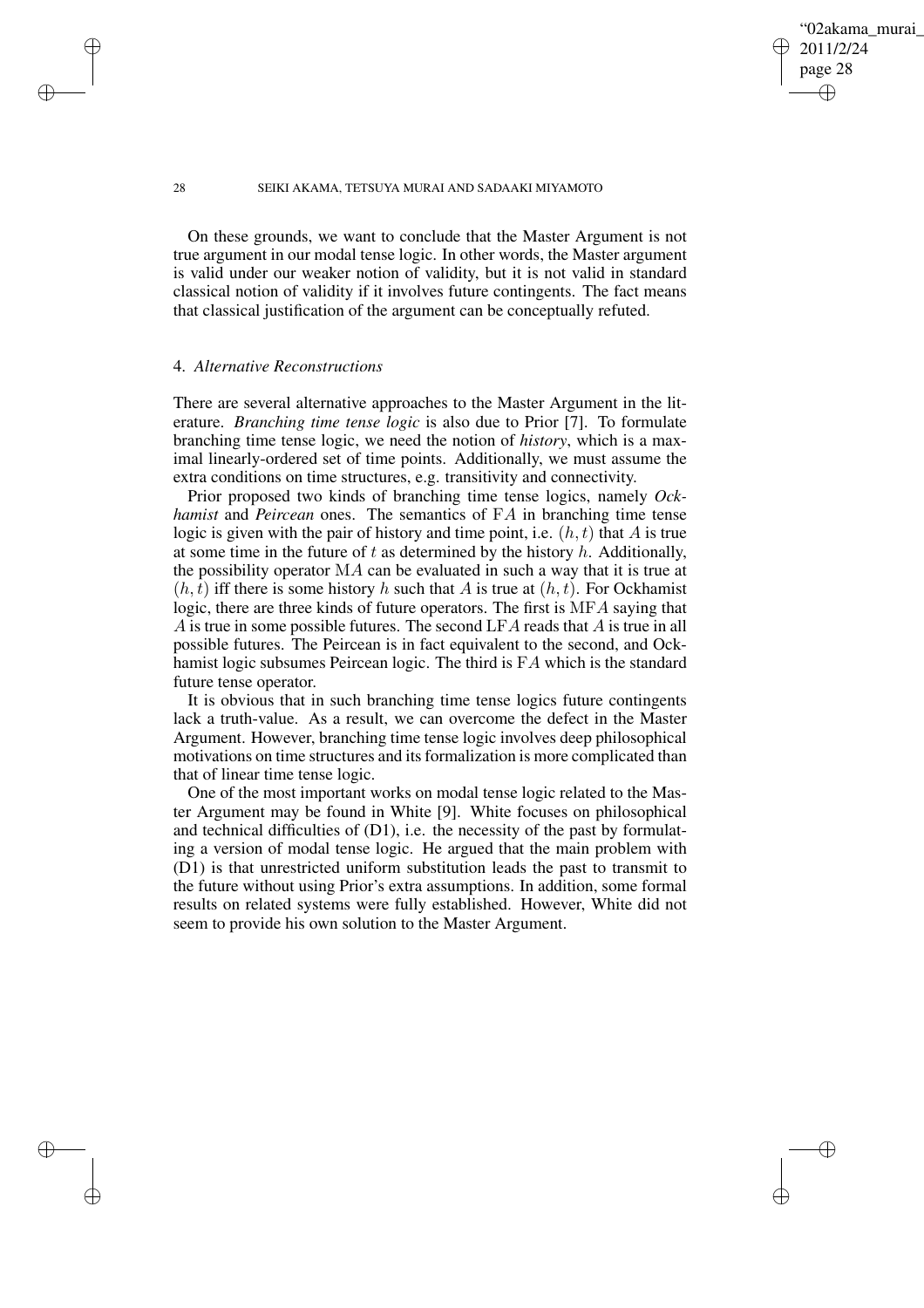On these grounds, we want to conclude that the Master Argument is not true argument in our modal tense logic. In other words, the Master argument is valid under our weaker notion of validity, but it is not valid in standard classical notion of validity if it involves future contingents. The fact means that classical justification of the argument can be conceptually refuted.

## 4. *Alternative Reconstructions*

There are several alternative approaches to the Master Argument in the literature. *Branching time tense logic* is also due to Prior [7]. To formulate branching time tense logic, we need the notion of *history*, which is a maximal linearly-ordered set of time points. Additionally, we must assume the extra conditions on time structures, e.g. transitivity and connectivity.

Prior proposed two kinds of branching time tense logics, namely *Ockhamist* and *Peircean* ones. The semantics of $\mathrm{F}A$ in branching time tense logic is given with the pair of history and time point, i.e. $(h, t)$ that $A$ is true at some time in the future of $t$ as determined by the history $h$. Additionally, the possibility operator $\mathrm{M}A$ can be evaluated in such a way that it is true at $(h, t)$ iff there is some history $h$ such that $A$ is true at $(h, t)$. For Ockhamist logic, there are three kinds of future operators. The first is $\mathrm{MF}A$ saying that $A$ is true in some possible futures. The second $\mathrm{LF}A$ reads that $A$ is true in all possible futures. The Peircean is in fact equivalent to the second, and Ockhamist logic subsumes Peircean logic. The third is $\mathrm{F}A$ which is the standard future tense operator.

It is obvious that in such branching time tense logics future contingents lack a truth-value. As a result, we can overcome the defect in the Master Argument. However, branching time tense logic involves deep philosophical motivations on time structures and its formalization is more complicated than that of linear time tense logic.

One of the most important works on modal tense logic related to the Master Argument may be found in White [9]. White focuses on philosophical and technical difficulties of (D1), i.e. the necessity of the past by formulating a version of modal tense logic. He argued that the main problem with (D1) is that unrestricted uniform substitution leads the past to transmit to the future without using Prior's extra assumptions. In addition, some formal results on related systems were fully established. However, White did not seem to provide his own solution to the Master Argument.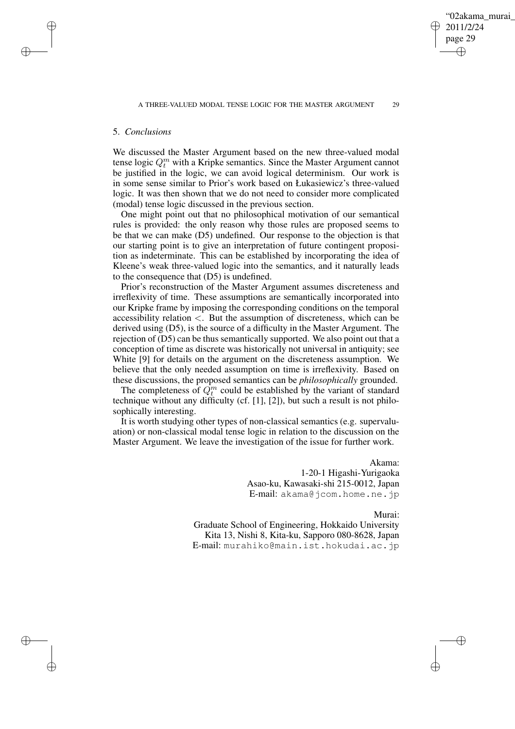## 5. *Conclusions*

We discussed the Master Argument based on the new three-valued modal tense logic $Q_t^m$ with a Kripke semantics. Since the Master Argument cannot be justified in the logic, we can avoid logical determinism. Our work is in some sense similar to Prior's work based on Łukasiewicz's three-valued logic. It was then shown that we do not need to consider more complicated (modal) tense logic discussed in the previous section.

One might point out that no philosophical motivation of our semantical rules is provided: the only reason why those rules are proposed seems to be that we can make (D5) undefined. Our response to the objection is that our starting point is to give an interpretation of future contingent proposition as indeterminate. This can be established by incorporating the idea of Kleene's weak three-valued logic into the semantics, and it naturally leads to the consequence that (D5) is undefined.

Prior's reconstruction of the Master Argument assumes discreteness and irreflexivity of time. These assumptions are semantically incorporated into our Kripke frame by imposing the corresponding conditions on the temporal accessibility relation $<$. But the assumption of discreteness, which can be derived using (D5), is the source of a difficulty in the Master Argument. The rejection of (D5) can be thus semantically supported. We also point out that a conception of time as discrete was historically not universal in antiquity; see White [9] for details on the argument on the discreteness assumption. We believe that the only needed assumption on time is irreflexivity. Based on these discussions, the proposed semantics can be *philosophically* grounded.

The completeness of $Q_t^m$ could be established by the variant of standard technique without any difficulty (cf. [1], [2]), but such a result is not philosophically interesting.

It is worth studying other types of non-classical semantics (e.g. supervaluation) or non-classical modal tense logic in relation to the discussion on the Master Argument. We leave the investigation of the issue for further work.

Akama:
1-20-1 Higashi-Yurigaoka
Asao-ku, Kawasaki-shi 215-0012, Japan
E-mail: akama@jcom.home.ne.jp

Murai:
Graduate School of Engineering, Hokkaido University
Kita 13, Nishi 8, Kita-ku, Sapporo 080-8628, Japan
E-mail: murahiko@main.ist.hokudai.ac.jp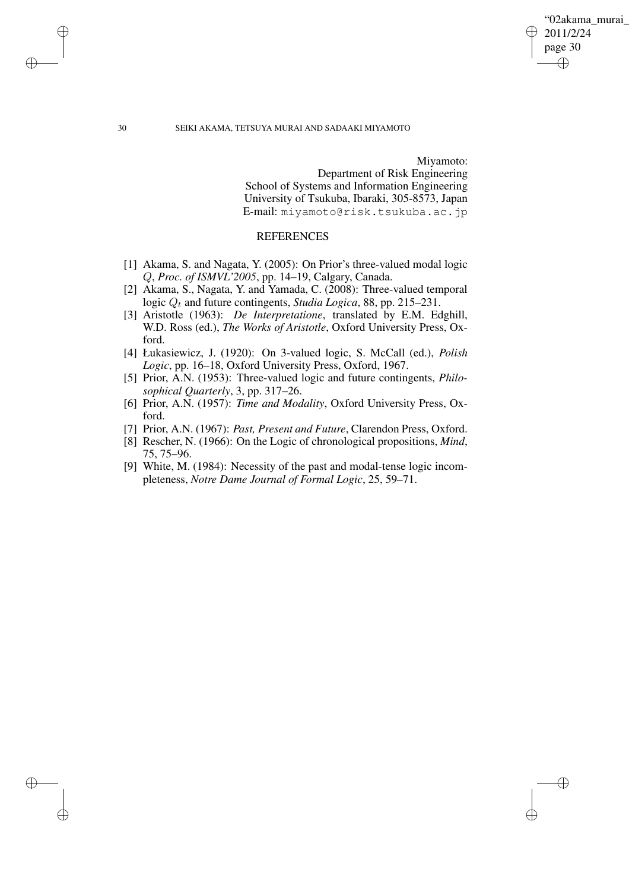Miyamoto:
Department of Risk Engineering
School of Systems and Information Engineering
University of Tsukuba, Ibaraki, 305-8573, Japan
E-mail: `miyamoto@risk.tsukuba.ac.jp`

## REFERENCES

[1] Akama, S. and Nagata, Y. (2005): On Prior's three-valued modal logic $Q$, *Proc. of ISMVL'2005*, pp. 14–19, Calgary, Canada.

[2] Akama, S., Nagata, Y. and Yamada, C. (2008): Three-valued temporal logic $Q_t$ and future contingents, *Studia Logica*, 88, pp. 215–231.

[3] Aristotle (1963): *De Interpretatione*, translated by E.M. Edghill, W.D. Ross (ed.), *The Works of Aristotle*, Oxford University Press, Oxford.

[4] Łukasiewicz, J. (1920): On 3-valued logic, S. McCall (ed.), *Polish Logic*, pp. 16–18, Oxford University Press, Oxford, 1967.

[5] Prior, A.N. (1953): Three-valued logic and future contingents, *Philosophical Quarterly*, 3, pp. 317–26.

[6] Prior, A.N. (1957): *Time and Modality*, Oxford University Press, Oxford.

[7] Prior, A.N. (1967): *Past, Present and Future*, Clarendon Press, Oxford.

[8] Rescher, N. (1966): On the Logic of chronological propositions, *Mind*, 75, 75–96.

[9] White, M. (1984): Necessity of the past and modal-tense logic incompleteness, *Notre Dame Journal of Formal Logic*, 25, 59–71.